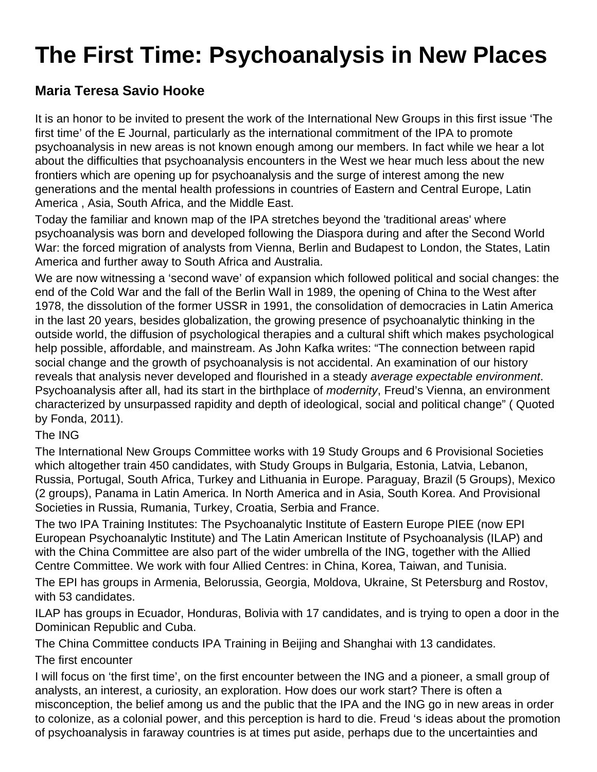# The First Time: Psychoanalysis in New Places

## Maria Teresa Savio Hooke

It is an honor to be invited to present the work of the International New Groups in this first issue 'The first time' of the E Journal, particularly as the international commitment of the IPA to promote psychoanalysis in new areas is not known enough among our members. In fact while we hear a lot about the difficulties that psychoanalysis encounters in the West we hear much less about the new frontiers which are opening up for psychoanalysis and the surge of interest among the new generations and the mental health professions in countries of Eastern and Central Europe, Latin America , Asia, South Africa, and the Middle East.

Today the familiar and known map of the IPA stretches beyond the 'traditional areas' where psychoanalysis was born and developed following the Diaspora during and after the Second World War: the forced migration of analysts from Vienna, Berlin and Budapest to London, the States, Latin America and further away to South Africa and Australia.

We are now witnessing a 'second wave' of expansion which followed political and social changes: the end of the Cold War and the fall of the Berlin Wall in 1989, the opening of China to the West after 1978, the dissolution of the former USSR in 1991, the consolidation of democracies in Latin America in the last 20 years, besides globalization, the growing presence of psychoanalytic thinking in the outside world, the diffusion of psychological therapies and a cultural shift which makes psychological help possible, affordable, and mainstream. As John Kafka writes: "The connection between rapid social change and the growth of psychoanalysis is not accidental. An examination of our history reveals that analysis never developed and flourished in a steady *average expectable environment*. Psychoanalysis after all, had its start in the birthplace of *modernity*, Freud's Vienna, an environment characterized by unsurpassed rapidity and depth of ideological, social and political change" ( Quoted by Fonda, 2011).

The ING

The International New Groups Committee works with 19 Study Groups and 6 Provisional Societies which altogether train 450 candidates, with Study Groups in Bulgaria, Estonia, Latvia, Lebanon, Russia, Portugal, South Africa, Turkey and Lithuania in Europe. Paraguay, Brazil (5 Groups), Mexico (2 groups), Panama in Latin America. In North America and in Asia, South Korea. And Provisional Societies in Russia, Rumania, Turkey, Croatia, Serbia and France.

The two IPA Training Institutes: The Psychoanalytic Institute of Eastern Europe PIEE (now EPI European Psychoanalytic Institute) and The Latin American Institute of Psychoanalysis (ILAP) and with the China Committee are also part of the wider umbrella of the ING, together with the Allied Centre Committee. We work with four Allied Centres: in China, Korea, Taiwan, and Tunisia.

The EPI has groups in Armenia, Belorussia, Georgia, Moldova, Ukraine, St Petersburg and Rostov, with 53 candidates.

ILAP has groups in Ecuador, Honduras, Bolivia with 17 candidates, and is trying to open a door in the Dominican Republic and Cuba.

The China Committee conducts IPA Training in Beijing and Shanghai with 13 candidates.

The first encounter

I will focus on 'the first time', on the first encounter between the ING and a pioneer, a small group of analysts, an interest, a curiosity, an exploration. How does our work start? There is often a misconception, the belief among us and the public that the IPA and the ING go in new areas in order to colonize, as a colonial power, and this perception is hard to die. Freud 's ideas about the promotion of psychoanalysis in faraway countries is at times put aside, perhaps due to the uncertainties and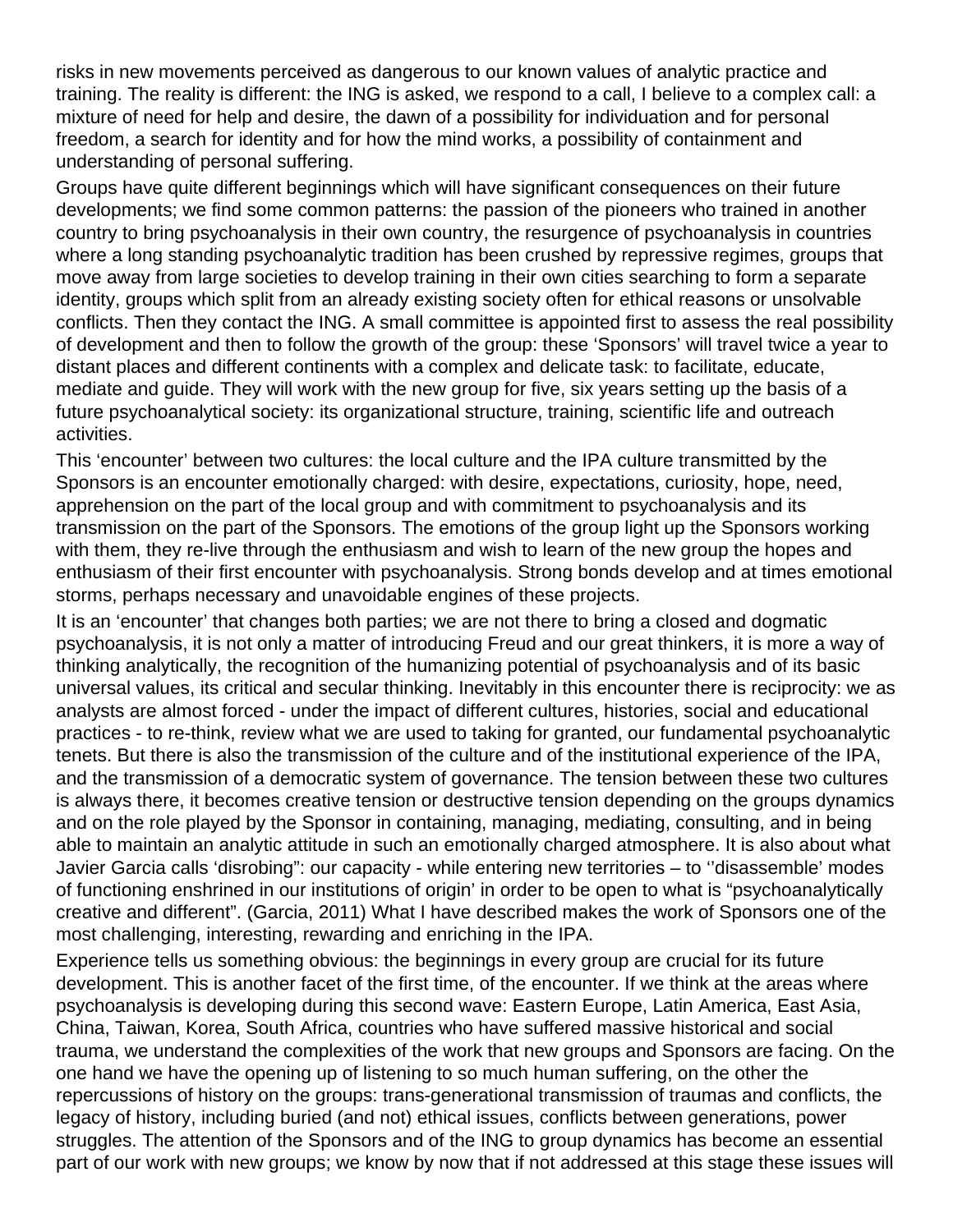risks in new movements perceived as dangerous to our known values of analytic practice and training. The reality is different: the ING is asked, we respond to a call, I believe to a complex call: a mixture of need for help and desire, the dawn of a possibility for individuation and for personal freedom, a search for identity and for how the mind works, a possibility of containment and understanding of personal suffering.

Groups have quite different beginnings which will have significant consequences on their future developments; we find some common patterns: the passion of the pioneers who trained in another country to bring psychoanalysis in their own country, the resurgence of psychoanalysis in countries where a long standing psychoanalytic tradition has been crushed by repressive regimes, groups that move away from large societies to develop training in their own cities searching to form a separate identity, groups which split from an already existing society often for ethical reasons or unsolvable conflicts. Then they contact the ING. A small committee is appointed first to assess the real possibility of development and then to follow the growth of the group: these 'Sponsors' will travel twice a year to distant places and different continents with a complex and delicate task: to facilitate, educate, mediate and guide. They will work with the new group for five, six years setting up the basis of a future psychoanalytical society: its organizational structure, training, scientific life and outreach activities.

This 'encounter' between two cultures: the local culture and the IPA culture transmitted by the Sponsors is an encounter emotionally charged: with desire, expectations, curiosity, hope, need, apprehension on the part of the local group and with commitment to psychoanalysis and its transmission on the part of the Sponsors. The emotions of the group light up the Sponsors working with them, they re-live through the enthusiasm and wish to learn of the new group the hopes and enthusiasm of their first encounter with psychoanalysis. Strong bonds develop and at times emotional storms, perhaps necessary and unavoidable engines of these projects.

It is an 'encounter' that changes both parties; we are not there to bring a closed and dogmatic psychoanalysis, it is not only a matter of introducing Freud and our great thinkers, it is more a way of thinking analytically, the recognition of the humanizing potential of psychoanalysis and of its basic universal values, its critical and secular thinking. Inevitably in this encounter there is reciprocity: we as analysts are almost forced - under the impact of different cultures, histories, social and educational practices - to re-think, review what we are used to taking for granted, our fundamental psychoanalytic tenets. But there is also the transmission of the culture and of the institutional experience of the IPA, and the transmission of a democratic system of governance. The tension between these two cultures is always there, it becomes creative tension or destructive tension depending on the groups dynamics and on the role played by the Sponsor in containing, managing, mediating, consulting, and in being able to maintain an analytic attitude in such an emotionally charged atmosphere. It is also about what Javier Garcia calls 'disrobing": our capacity - while entering new territories – to ''disassemble' modes of functioning enshrined in our institutions of origin' in order to be open to what is "psychoanalytically creative and different". (Garcia, 2011) What I have described makes the work of Sponsors one of the most challenging, interesting, rewarding and enriching in the IPA.

Experience tells us something obvious: the beginnings in every group are crucial for its future development. This is another facet of the first time, of the encounter. If we think at the areas where psychoanalysis is developing during this second wave: Eastern Europe, Latin America, East Asia, China, Taiwan, Korea, South Africa, countries who have suffered massive historical and social trauma, we understand the complexities of the work that new groups and Sponsors are facing. On the one hand we have the opening up of listening to so much human suffering, on the other the repercussions of history on the groups: trans-generational transmission of traumas and conflicts, the legacy of history, including buried (and not) ethical issues, conflicts between generations, power struggles. The attention of the Sponsors and of the ING to group dynamics has become an essential part of our work with new groups; we know by now that if not addressed at this stage these issues will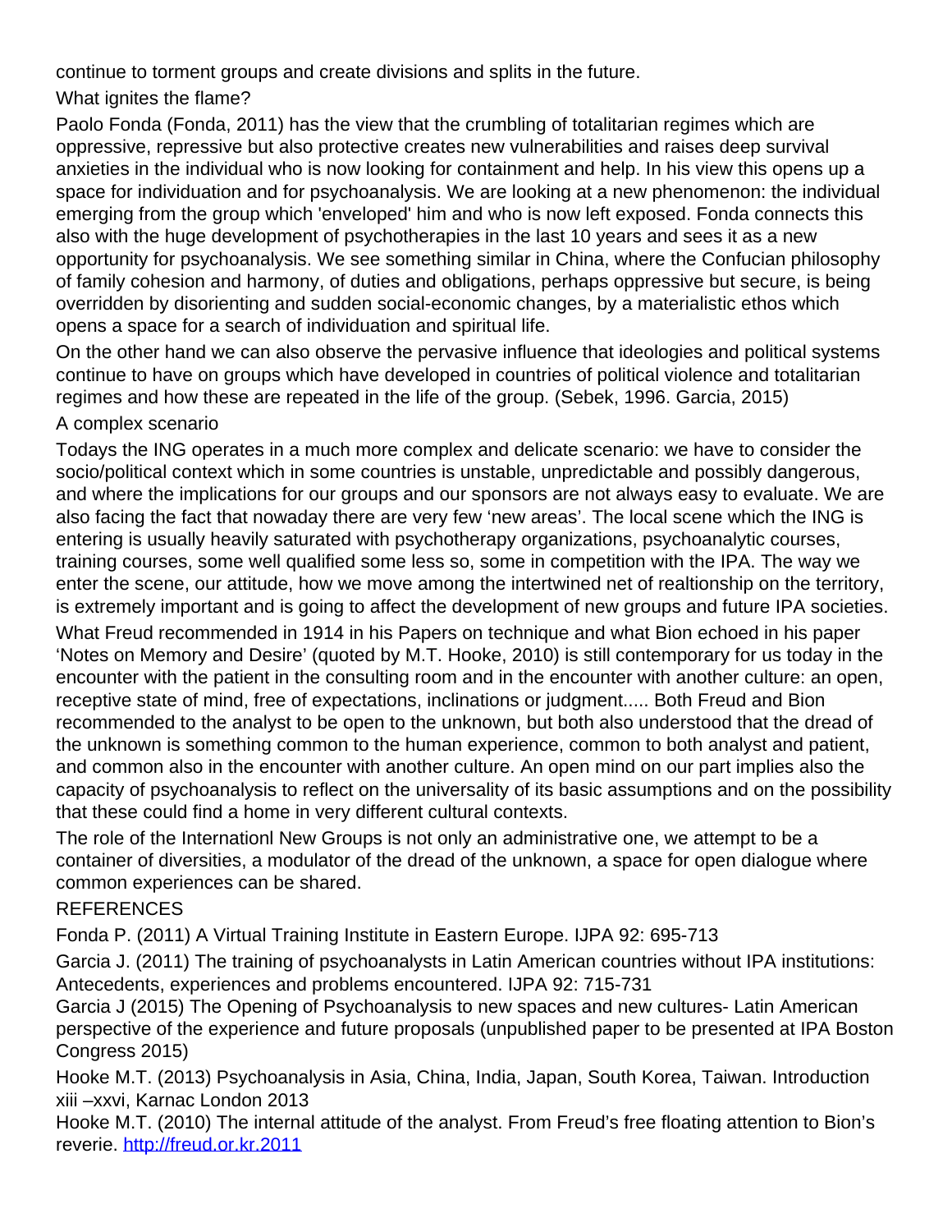continue to torment groups and create divisions and splits in the future.

## What ignites the flame?

Paolo Fonda (Fonda, 2011) has the view that the crumbling of totalitarian regimes which are oppressive, repressive but also protective creates new vulnerabilities and raises deep survival anxieties in the individual who is now looking for containment and help. In his view this opens up a space for individuation and for psychoanalysis. We are looking at a new phenomenon: the individual emerging from the group which 'enveloped' him and who is now left exposed. Fonda connects this also with the huge development of psychotherapies in the last 10 years and sees it as a new opportunity for psychoanalysis. We see something similar in China, where the Confucian philosophy of family cohesion and harmony, of duties and obligations, perhaps oppressive but secure, is being overridden by disorienting and sudden social-economic changes, by a materialistic ethos which opens a space for a search of individuation and spiritual life.

On the other hand we can also observe the pervasive influence that ideologies and political systems continue to have on groups which have developed in countries of political violence and totalitarian regimes and how these are repeated in the life of the group. (Sebek, 1996. Garcia, 2015)

## A complex scenario

Todays the ING operates in a much more complex and delicate scenario: we have to consider the socio/political context which in some countries is unstable, unpredictable and possibly dangerous, and where the implications for our groups and our sponsors are not always easy to evaluate. We are also facing the fact that nowaday there are very few 'new areas'. The local scene which the ING is entering is usually heavily saturated with psychotherapy organizations, psychoanalytic courses, training courses, some well qualified some less so, some in competition with the IPA. The way we enter the scene, our attitude, how we move among the intertwined net of realtionship on the territory, is extremely important and is going to affect the development of new groups and future IPA societies.

What Freud recommended in 1914 in his Papers on technique and what Bion echoed in his paper 'Notes on Memory and Desire' (quoted by M.T. Hooke, 2010) is still contemporary for us today in the encounter with the patient in the consulting room and in the encounter with another culture: an open, receptive state of mind, free of expectations, inclinations or judgment..... Both Freud and Bion recommended to the analyst to be open to the unknown, but both also understood that the dread of the unknown is something common to the human experience, common to both analyst and patient, and common also in the encounter with another culture. An open mind on our part implies also the capacity of psychoanalysis to reflect on the universality of its basic assumptions and on the possibility that these could find a home in very different cultural contexts.

The role of the Internationl New Groups is not only an administrative one, we attempt to be a container of diversities, a modulator of the dread of the unknown, a space for open dialogue where common experiences can be shared.

## REFERENCES

Fonda P. (2011) A Virtual Training Institute in Eastern Europe. IJPA 92: 695-713

Garcia J. (2011) The training of psychoanalysts in Latin American countries without IPA institutions: Antecedents, experiences and problems encountered. IJPA 92: 715-731

Garcia J (2015) The Opening of Psychoanalysis to new spaces and new cultures- Latin American perspective of the experience and future proposals (unpublished paper to be presented at IPA Boston Congress 2015)

Hooke M.T. (2013) Psychoanalysis in Asia, China, India, Japan, South Korea, Taiwan. Introduction xiii –xxvi, Karnac London 2013

Hooke M.T. (2010) The internal attitude of the analyst. From Freud's free floating attention to Bion's reverie. http://freud.or.kr.2011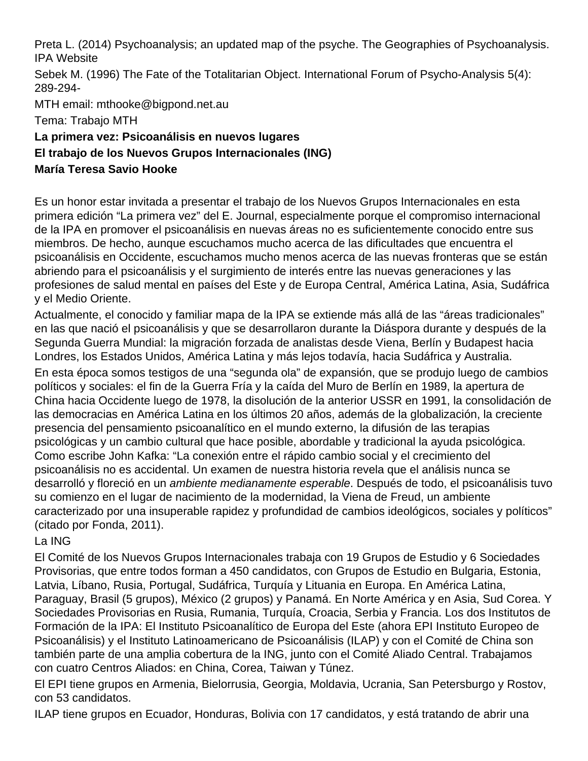Preta L. (2014) Psychoanalysis; an updated map of the psyche. The Geographies of Psychoanalysis. IPA Website

Sebek M. (1996) The Fate of the Totalitarian Object. International Forum of Psycho-Analysis 5(4): 289-294-

MTH email: mthooke@bigpond.net.au

Tema: Trabajo MTH

**La primera vez: Psicoanálisis en nuevos lugares**

**El trabajo de los Nuevos Grupos Internacionales (ING)**

**María Teresa Savio Hooke**

Es un honor estar invitada a presentar el trabajo de los Nuevos Grupos Internacionales en esta primera edición "La primera vez" del E. Journal, especialmente porque el compromiso internacional de la IPA en promover el psicoanálisis en nuevas áreas no es suficientemente conocido entre sus miembros. De hecho, aunque escuchamos mucho acerca de las dificultades que encuentra el psicoanálisis en Occidente, escuchamos mucho menos acerca de las nuevas fronteras que se están abriendo para el psicoanálisis y el surgimiento de interés entre las nuevas generaciones y las profesiones de salud mental en países del Este y de Europa Central, América Latina, Asia, Sudáfrica y el Medio Oriente.

Actualmente, el conocido y familiar mapa de la IPA se extiende más allá de las "áreas tradicionales" en las que nació el psicoanálisis y que se desarrollaron durante la Diáspora durante y después de la Segunda Guerra Mundial: la migración forzada de analistas desde Viena, Berlín y Budapest hacia Londres, los Estados Unidos, América Latina y más lejos todavía, hacia Sudáfrica y Australia.

En esta época somos testigos de una "segunda ola" de expansión, que se produjo luego de cambios políticos y sociales: el fin de la Guerra Fría y la caída del Muro de Berlín en 1989, la apertura de China hacia Occidente luego de 1978, la disolución de la anterior USSR en 1991, la consolidación de las democracias en América Latina en los últimos 20 años, además de la globalización, la creciente presencia del pensamiento psicoanalítico en el mundo externo, la difusión de las terapias psicológicas y un cambio cultural que hace posible, abordable y tradicional la ayuda psicológica. Como escribe John Kafka: "La conexión entre el rápido cambio social y el crecimiento del psicoanálisis no es accidental. Un examen de nuestra historia revela que el análisis nunca se desarrolló y floreció en un *ambiente medianamente esperable*. Después de todo, el psicoanálisis tuvo su comienzo en el lugar de nacimiento de la modernidad, la Viena de Freud, un ambiente caracterizado por una insuperable rapidez y profundidad de cambios ideológicos, sociales y políticos" (citado por Fonda, 2011).

La ING

El Comité de los Nuevos Grupos Internacionales trabaja con 19 Grupos de Estudio y 6 Sociedades Provisorias, que entre todos forman a 450 candidatos, con Grupos de Estudio en Bulgaria, Estonia, Latvia, Líbano, Rusia, Portugal, Sudáfrica, Turquía y Lituania en Europa. En América Latina, Paraguay, Brasil (5 grupos), México (2 grupos) y Panamá. En Norte América y en Asia, Sud Corea. Y Sociedades Provisorias en Rusia, Rumania, Turquía, Croacia, Serbia y Francia. Los dos Institutos de Formación de la IPA: El Instituto Psicoanalítico de Europa del Este (ahora EPI Instituto Europeo de Psicoanálisis) y el Instituto Latinoamericano de Psicoanálisis (ILAP) y con el Comité de China son también parte de una amplia cobertura de la ING, junto con el Comité Aliado Central. Trabajamos con cuatro Centros Aliados: en China, Corea, Taiwan y Túnez.

El EPI tiene grupos en Armenia, Bielorrusia, Georgia, Moldavia, Ucrania, San Petersburgo y Rostov, con 53 candidatos.

ILAP tiene grupos en Ecuador, Honduras, Bolivia con 17 candidatos, y está tratando de abrir una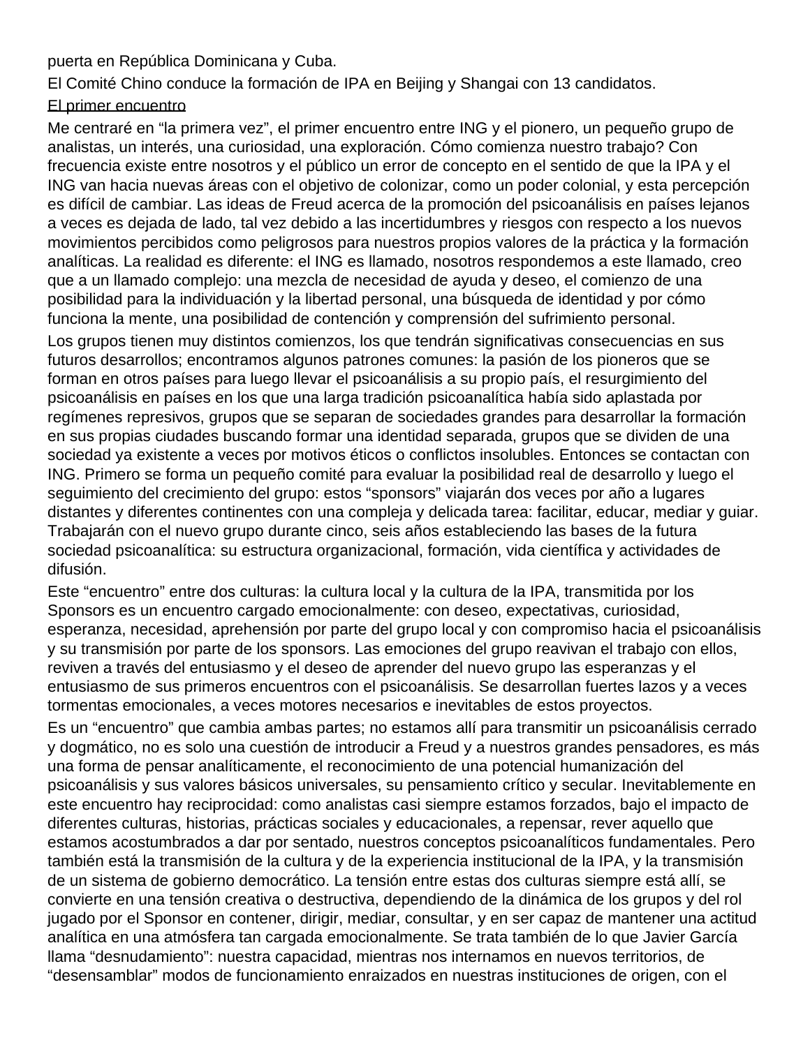puerta en República Dominicana y Cuba.

El Comité Chino conduce la formación de IPA en Beijing y Shangai con 13 candidatos.

## El primer encuentro

Me centraré en "la primera vez", el primer encuentro entre ING y el pionero, un pequeño grupo de analistas, un interés, una curiosidad, una exploración. Cómo comienza nuestro trabajo? Con frecuencia existe entre nosotros y el público un error de concepto en el sentido de que la IPA y el ING van hacia nuevas áreas con el objetivo de colonizar, como un poder colonial, y esta percepción es difícil de cambiar. Las ideas de Freud acerca de la promoción del psicoanálisis en países lejanos a veces es dejada de lado, tal vez debido a las incertidumbres y riesgos con respecto a los nuevos movimientos percibidos como peligrosos para nuestros propios valores de la práctica y la formación analíticas. La realidad es diferente: el ING es llamado, nosotros respondemos a este llamado, creo que a un llamado complejo: una mezcla de necesidad de ayuda y deseo, el comienzo de una posibilidad para la individuación y la libertad personal, una búsqueda de identidad y por cómo funciona la mente, una posibilidad de contención y comprensión del sufrimiento personal.

Los grupos tienen muy distintos comienzos, los que tendrán significativas consecuencias en sus futuros desarrollos; encontramos algunos patrones comunes: la pasión de los pioneros que se forman en otros países para luego llevar el psicoanálisis a su propio país, el resurgimiento del psicoanálisis en países en los que una larga tradición psicoanalítica había sido aplastada por regímenes represivos, grupos que se separan de sociedades grandes para desarrollar la formación en sus propias ciudades buscando formar una identidad separada, grupos que se dividen de una sociedad ya existente a veces por motivos éticos o conflictos insolubles. Entonces se contactan con ING. Primero se forma un pequeño comité para evaluar la posibilidad real de desarrollo y luego el seguimiento del crecimiento del grupo: estos "sponsors" viajarán dos veces por año a lugares distantes y diferentes continentes con una compleja y delicada tarea: facilitar, educar, mediar y guiar. Trabajarán con el nuevo grupo durante cinco, seis años estableciendo las bases de la futura sociedad psicoanalítica: su estructura organizacional, formación, vida científica y actividades de difusión.

Este "encuentro" entre dos culturas: la cultura local y la cultura de la IPA, transmitida por los Sponsors es un encuentro cargado emocionalmente: con deseo, expectativas, curiosidad, esperanza, necesidad, aprehensión por parte del grupo local y con compromiso hacia el psicoanálisis y su transmisión por parte de los sponsors. Las emociones del grupo reavivan el trabajo con ellos, reviven a través del entusiasmo y el deseo de aprender del nuevo grupo las esperanzas y el entusiasmo de sus primeros encuentros con el psicoanálisis. Se desarrollan fuertes lazos y a veces tormentas emocionales, a veces motores necesarios e inevitables de estos proyectos.

Es un "encuentro" que cambia ambas partes; no estamos allí para transmitir un psicoanálisis cerrado y dogmático, no es solo una cuestión de introducir a Freud y a nuestros grandes pensadores, es más una forma de pensar analíticamente, el reconocimiento de una potencial humanización del psicoanálisis y sus valores básicos universales, su pensamiento crítico y secular. Inevitablemente en este encuentro hay reciprocidad: como analistas casi siempre estamos forzados, bajo el impacto de diferentes culturas, historias, prácticas sociales y educacionales, a repensar, rever aquello que estamos acostumbrados a dar por sentado, nuestros conceptos psicoanalíticos fundamentales. Pero también está la transmisión de la cultura y de la experiencia institucional de la IPA, y la transmisión de un sistema de gobierno democrático. La tensión entre estas dos culturas siempre está allí, se convierte en una tensión creativa o destructiva, dependiendo de la dinámica de los grupos y del rol jugado por el Sponsor en contener, dirigir, mediar, consultar, y en ser capaz de mantener una actitud analítica en una atmósfera tan cargada emocionalmente. Se trata también de lo que Javier García llama "desnudamiento": nuestra capacidad, mientras nos internamos en nuevos territorios, de "desensamblar" modos de funcionamiento enraizados en nuestras instituciones de origen, con el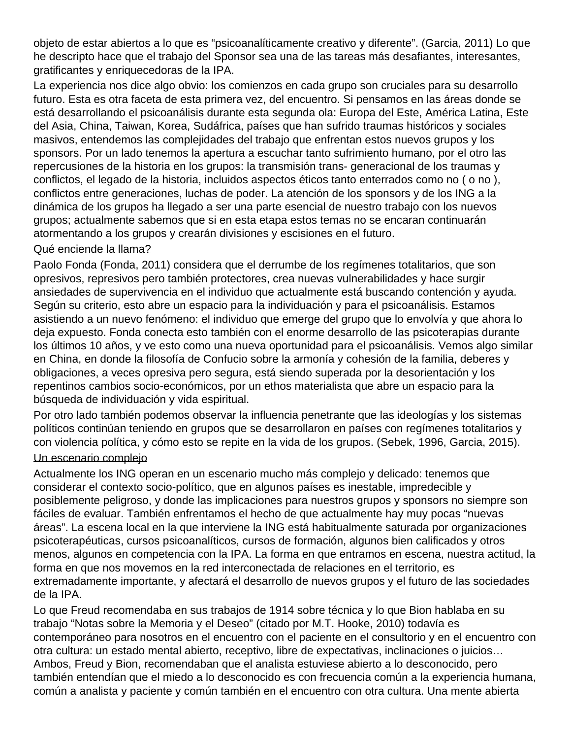objeto de estar abiertos a lo que es "psicoanalíticamente creativo y diferente". (Garcia, 2011) Lo que he descripto hace que el trabajo del Sponsor sea una de las tareas más desafiantes, interesantes, gratificantes y enriquecedoras de la IPA.

La experiencia nos dice algo obvio: los comienzos en cada grupo son cruciales para su desarrollo futuro. Esta es otra faceta de esta primera vez, del encuentro. Si pensamos en las áreas donde se está desarrollando el psicoanálisis durante esta segunda ola: Europa del Este, América Latina, Este del Asia, China, Taiwan, Korea, Sudáfrica, países que han sufrido traumas históricos y sociales masivos, entendemos las complejidades del trabajo que enfrentan estos nuevos grupos y los sponsors. Por un lado tenemos la apertura a escuchar tanto sufrimiento humano, por el otro las repercusiones de la historia en los grupos: la transmisión trans- generacional de los traumas y conflictos, el legado de la historia, incluidos aspectos éticos tanto enterrados como no ( o no ), conflictos entre generaciones, luchas de poder. La atención de los sponsors y de los ING a la dinámica de los grupos ha llegado a ser una parte esencial de nuestro trabajo con los nuevos grupos; actualmente sabemos que si en esta etapa estos temas no se encaran continuarán atormentando a los grupos y crearán divisiones y escisiones en el futuro.

<u>Qué enciende la llama?</u>

Paolo Fonda (Fonda, 2011) considera que el derrumbe de los regímenes totalitarios, que son opresivos, represivos pero también protectores, crea nuevas vulnerabilidades y hace surgir ansiedades de supervivencia en el individuo que actualmente está buscando contención y ayuda. Según su criterio, esto abre un espacio para la individuación y para el psicoanálisis. Estamos asistiendo a un nuevo fenómeno: el individuo que emerge del grupo que lo envolvía y que ahora lo deja expuesto. Fonda conecta esto también con el enorme desarrollo de las psicoterapias durante los últimos 10 años, y ve esto como una nueva oportunidad para el psicoanálisis. Vemos algo similar en China, en donde la filosofía de Confucio sobre la armonía y cohesión de la familia, deberes y obligaciones, a veces opresiva pero segura, está siendo superada por la desorientación y los repentinos cambios socio-económicos, por un ethos materialista que abre un espacio para la búsqueda de individuación y vida espiritual.

Por otro lado también podemos observar la influencia penetrante que las ideologías y los sistemas políticos continúan teniendo en grupos que se desarrollaron en países con regímenes totalitarios y con violencia política, y cómo esto se repite en la vida de los grupos. (Sebek, 1996, Garcia, 2015).

<u>Un escenario complejo</u>

Actualmente los ING operan en un escenario mucho más complejo y delicado: tenemos que considerar el contexto socio-político, que en algunos países es inestable, impredecible y posiblemente peligroso, y donde las implicaciones para nuestros grupos y sponsors no siempre son fáciles de evaluar. También enfrentamos el hecho de que actualmente hay muy pocas "nuevas áreas". La escena local en la que interviene la ING está habitualmente saturada por organizaciones psicoterapéuticas, cursos psicoanalíticos, cursos de formación, algunos bien calificados y otros menos, algunos en competencia con la IPA. La forma en que entramos en escena, nuestra actitud, la forma en que nos movemos en la red interconectada de relaciones en el territorio, es extremadamente importante, y afectará el desarrollo de nuevos grupos y el futuro de las sociedades de la IPA.

Lo que Freud recomendaba en sus trabajos de 1914 sobre técnica y lo que Bion hablaba en su trabajo "Notas sobre la Memoria y el Deseo" (citado por M.T. Hooke, 2010) todavía es contemporáneo para nosotros en el encuentro con el paciente en el consultorio y en el encuentro con otra cultura: un estado mental abierto, receptivo, libre de expectativas, inclinaciones o juicios… Ambos, Freud y Bion, recomendaban que el analista estuviese abierto a lo desconocido, pero también entendían que el miedo a lo desconocido es con frecuencia común a la experiencia humana, común a analista y paciente y común también en el encuentro con otra cultura. Una mente abierta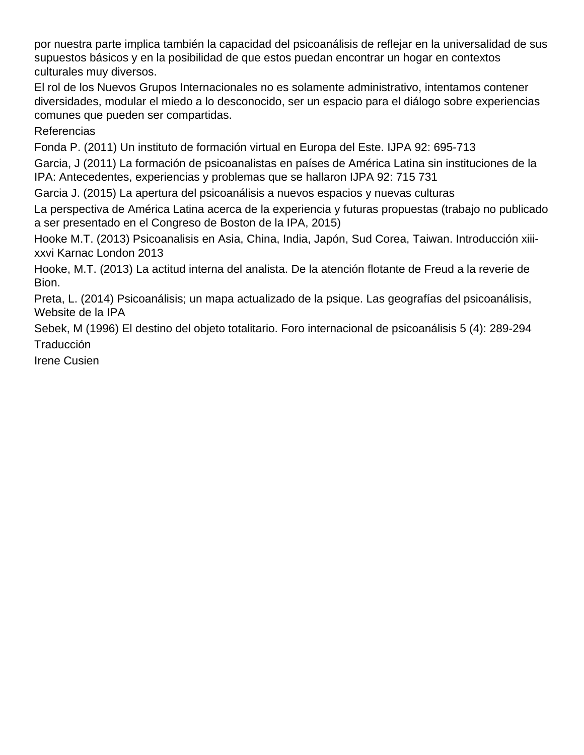por nuestra parte implica también la capacidad del psicoanálisis de reflejar en la universalidad de sus supuestos básicos y en la posibilidad de que estos puedan encontrar un hogar en contextos culturales muy diversos.

El rol de los Nuevos Grupos Internacionales no es solamente administrativo, intentamos contener diversidades, modular el miedo a lo desconocido, ser un espacio para el diálogo sobre experiencias comunes que pueden ser compartidas.

Referencias

Fonda P. (2011) Un instituto de formación virtual en Europa del Este. IJPA 92: 695-713

Garcia, J (2011) La formación de psicoanalistas en países de América Latina sin instituciones de la IPA: Antecedentes, experiencias y problemas que se hallaron IJPA 92: 715 731

Garcia J. (2015) La apertura del psicoanálisis a nuevos espacios y nuevas culturas

La perspectiva de América Latina acerca de la experiencia y futuras propuestas (trabajo no publicado a ser presentado en el Congreso de Boston de la IPA, 2015)

Hooke M.T. (2013) Psicoanalisis en Asia, China, India, Japón, Sud Corea, Taiwan. Introducción xiii-xxvi Karnac London 2013

Hooke, M.T. (2013) La actitud interna del analista. De la atención flotante de Freud a la reverie de Bion.

Preta, L. (2014) Psicoanálisis; un mapa actualizado de la psique. Las geografías del psicoanálisis, Website de la IPA

Sebek, M (1996) El destino del objeto totalitario. Foro internacional de psicoanálisis 5 (4): 289-294

Traducción

Irene Cusien